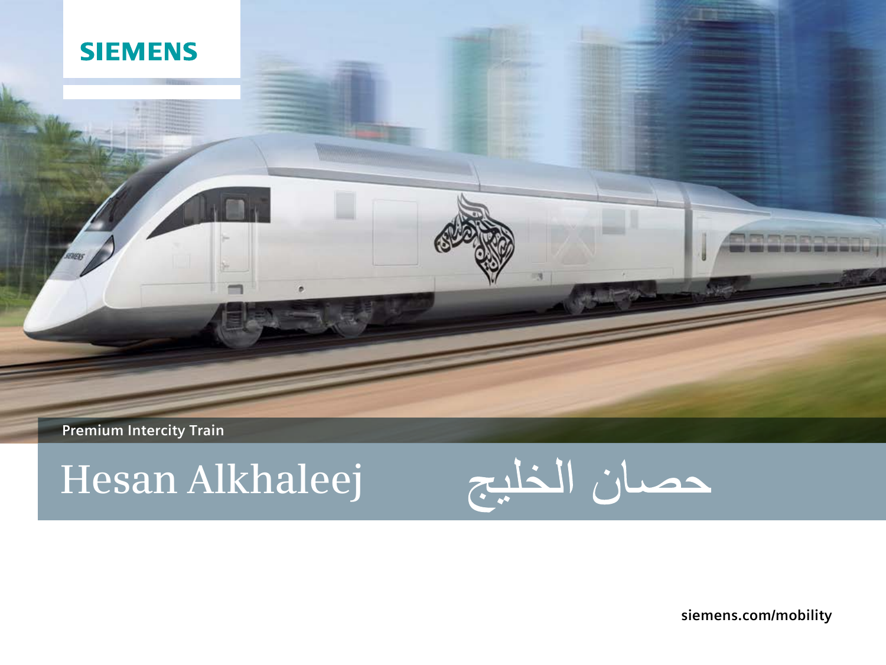SIEMENS

Premium Intercity Train

# Hesan Alkhaleej

# حصان الخليج

siemens.com/mobility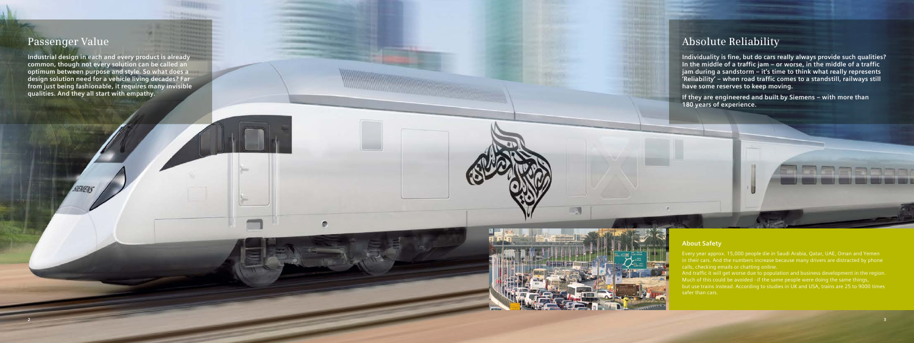## Passenger Value

**Industrial design in each and every product is already common, though not every solution can be called an optimum between purpose and style. So what does a design solution need for a vehicle living decades? Far from just being fashionable, it requires many invisible qualities. And they all start with empathy.**

## Absolute Reliability

**Individuality is fine, but do cars really always provide such qualities? In the middle of a traffic jam – or worse, in the middle of a traffic jam during a sandstorm – it's time to think what really represents 'Reliability' – when road traffic comes to a standstill, railways still have some reserves to keep moving.**

**If they are engineered and built by Siemens – with more than 180 years of experience.**

### About Safety

Every year approx. 15,000 people die in Saudi Arabia, Qatar, UAE, Oman and Yemen in their cars. And the numbers increase because many drivers are distracted by phone calls, checking emails or chatting online.
And traffic it will get worse due to population and business development in the region. Much of this could be avoided - if the same people were doing the same things, but use trains instead. According to studies in UK and USA, trains are 25 to 9000 times safer than cars.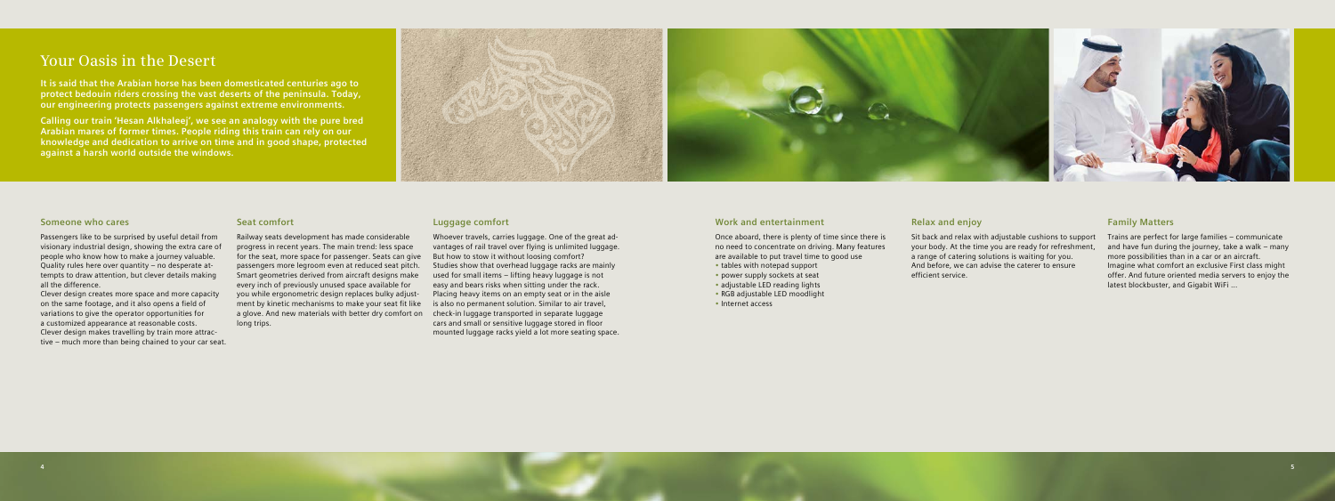# Your Oasis in the Desert

**It is said that the Arabian horse has been domesticated centuries ago to protect bedouin riders crossing the vast deserts of the peninsula. Today, our engineering protects passengers against extreme environments.**

**Calling our train 'Hesan Alkhaleej', we see an analogy with the pure bred Arabian mares of former times. People riding this train can rely on our knowledge and dedication to arrive on time and in good shape, protected against a harsh world outside the windows.**

### Someone who cares

Passengers like to be surprised by useful detail from visionary industrial design, showing the extra care of people who know how to make a journey valuable. Quality rules here over quantity – no desperate attempts to draw attention, but clever details making all the difference.
Clever design creates more space and more capacity on the same footage, and it also opens a field of variations to give the operator opportunities for a customized appearance at reasonable costs. Clever design makes travelling by train more attractive – much more than being chained to your car seat.

### Seat comfort

Railway seats development has made considerable progress in recent years. The main trend: less space for the seat, more space for passenger. Seats can give passengers more legroom even at reduced seat pitch. Smart geometries derived from aircraft designs make every inch of previously unused space available for you while ergonometric design replaces bulky adjustment by kinetic mechanisms to make your seat fit like a glove. And new materials with better dry comfort on long trips.

### Luggage comfort

Whoever travels, carries luggage. One of the great advantages of rail travel over flying is unlimited luggage. But how to stow it without loosing comfort? Studies show that overhead luggage racks are mainly used for small items – lifting heavy luggage is not easy and bears risks when sitting under the rack. Placing heavy items on an empty seat or in the aisle is also no permanent solution. Similar to air travel, check-in luggage transported in separate luggage cars and small or sensitive luggage stored in floor mounted luggage racks yield a lot more seating space.

### Work and entertainment

Once aboard, there is plenty of time since there is no need to concentrate on driving. Many features are available to put travel time to good use

- tables with notepad support
- power supply sockets at seat
- adjustable LED reading lights
- RGB adjustable LED moodlight
- Internet access

### Relax and enjoy

Sit back and relax with adjustable cushions to support your body. At the time you are ready for refreshment, a range of catering solutions is waiting for you. And before, we can advise the caterer to ensure efficient service.

### Family Matters

Trains are perfect for large families – communicate and have fun during the journey, take a walk – many more possibilities than in a car or an aircraft. Imagine what comfort an exclusive First class might offer. And future oriented media servers to enjoy the latest blockbuster, and Gigabit WiFi ...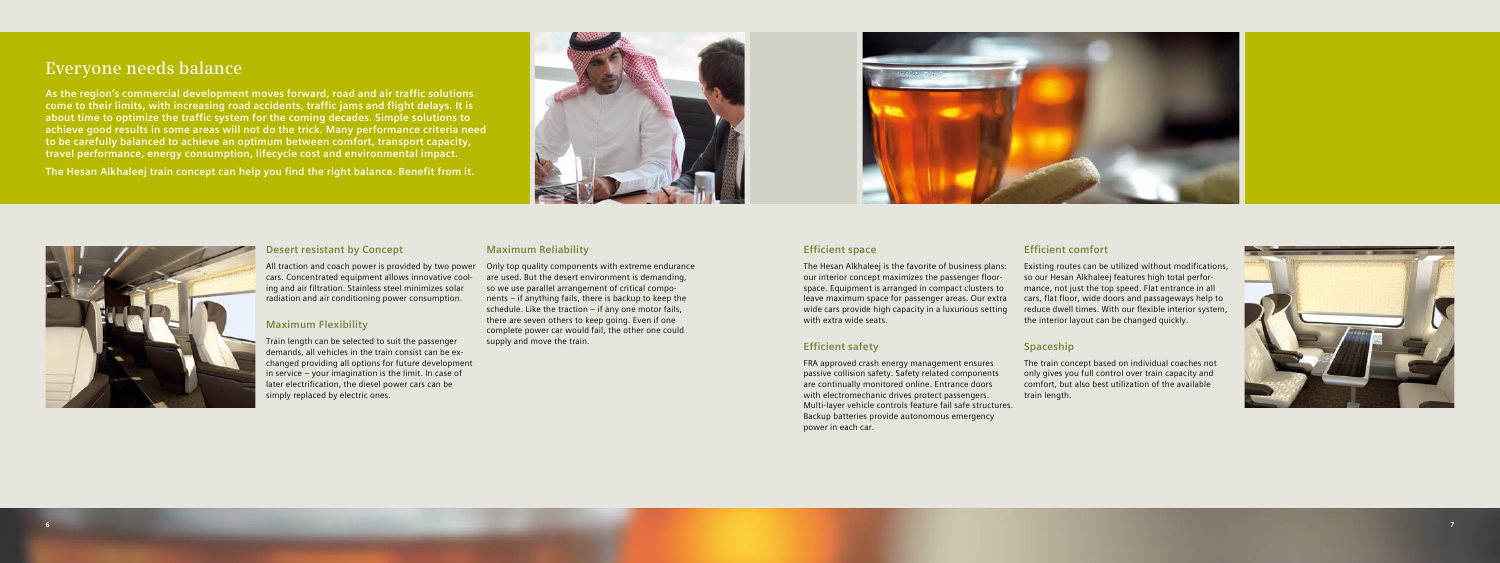# Everyone needs balance

**As the region's commercial development moves forward, road and air traffic solutions come to their limits, with increasing road accidents, traffic jams and flight delays. It is about time to optimize the traffic system for the coming decades. Simple solutions to achieve good results in some areas will not do the trick. Many performance criteria need to be carefully balanced to achieve an optimum between comfort, transport capacity, travel performance, energy consumption, lifecycle cost and environmental impact.**

**The Hesan Alkhaleej train concept can help you find the right balance. Benefit from it.**

### Desert resistant by Concept

All traction and coach power is provided by two power cars. Concentrated equipment allows innovative cooling and air filtration. Stainless steel minimizes solar radiation and air conditioning power consumption.

### Maximum Flexibility

Train length can be selected to suit the passenger demands, all vehicles in the train consist can be exchanged providing all options for future development in service – your imagination is the limit. In case of later electrification, the diesel power cars can be simply replaced by electric ones.

### Maximum Reliability

Only top quality components with extreme endurance are used. But the desert environment is demanding, so we use parallel arrangement of critical components – if anything fails, there is backup to keep the schedule. Like the traction – if any one motor fails, there are seven others to keep going. Even if one complete power car would fail, the other one could supply and move the train.

### Efficient space

The Hesan Alkhaleej is the favorite of business plans: our interior concept maximizes the passenger floorspace. Equipment is arranged in compact clusters to leave maximum space for passenger areas. Our extra wide cars provide high capacity in a luxurious setting with extra wide seats.

### Efficient safety

FRA approved crash energy management ensures passive collision safety. Safety related components are continually monitored online. Entrance doors with electromechanic drives protect passengers. Multi-layer vehicle controls feature fail safe structures. Backup batteries provide autonomous emergency power in each car.

### Efficient comfort

Existing routes can be utilized without modifications, so our Hesan Alkhaleej features high total performance, not just the top speed. Flat entrance in all cars, flat floor, wide doors and passageways help to reduce dwell times. With our flexible interior system, the interior layout can be changed quickly.

### Spaceship

The train concept based on individual coaches not only gives you full control over train capacity and comfort, but also best utilization of the available train length.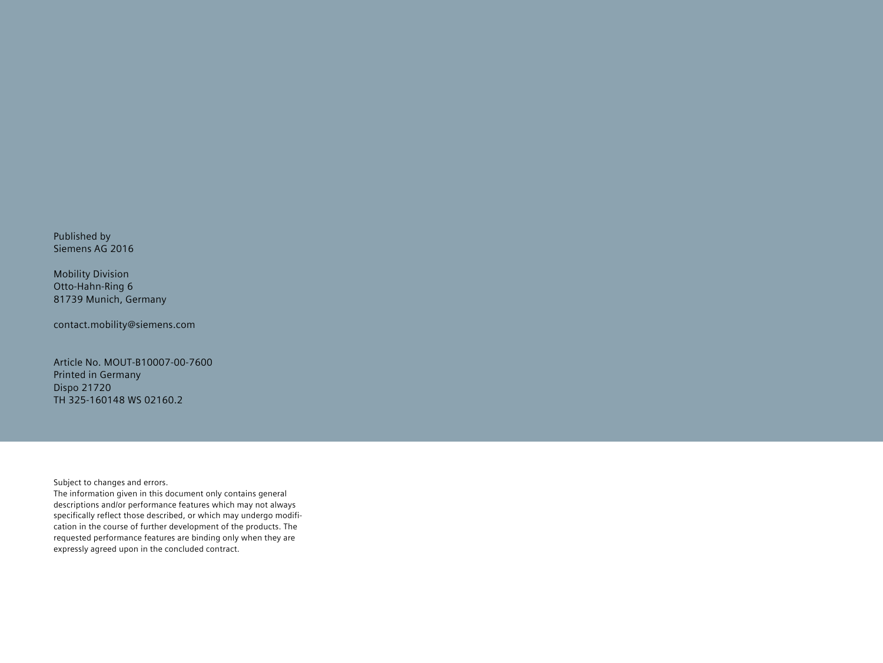Published by
Siemens AG 2016

Mobility Division
Otto-Hahn-Ring 6
81739 Munich, Germany

contact.mobility@siemens.com

Article No. MOUT-B10007-00-7600
Printed in Germany
Dispo 21720
TH 325-160148 WS 02160.2

Subject to changes and errors.
The information given in this document only contains general descriptions and/or performance features which may not always specifically reflect those described, or which may undergo modification in the course of further development of the products. The requested performance features are binding only when they are expressly agreed upon in the concluded contract.